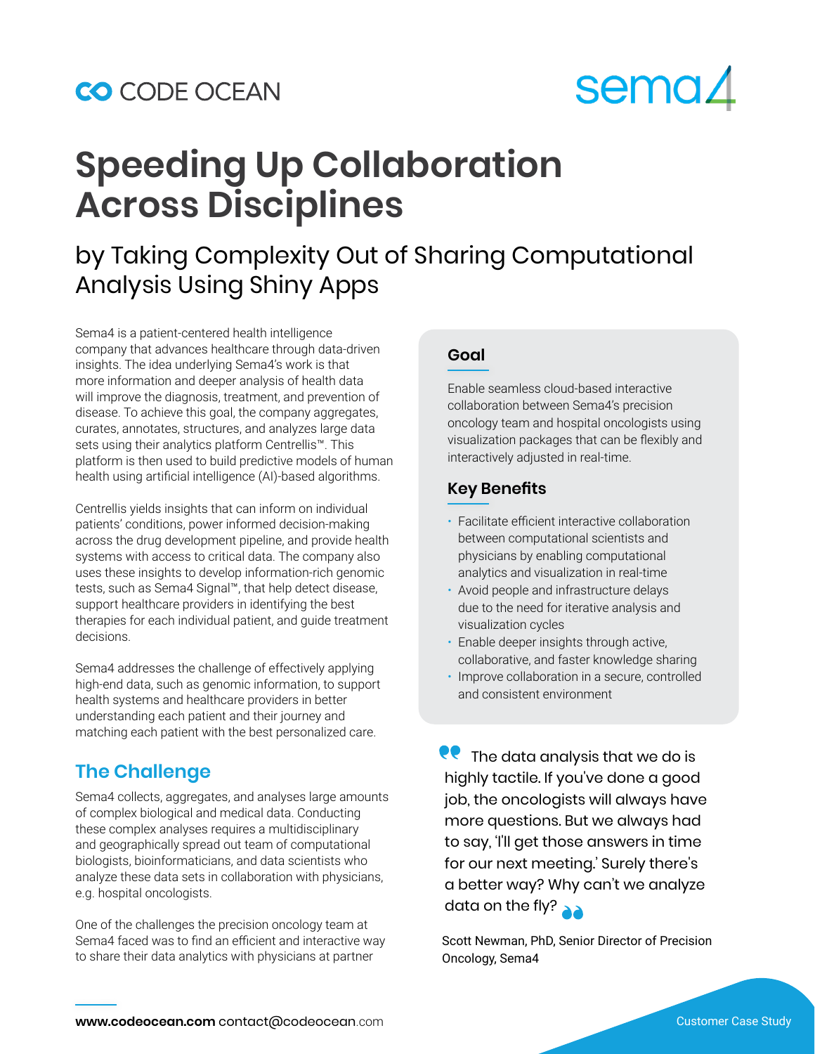CODE OCEAN

sema4

# Speeding Up Collaboration Across Disciplines

## by Taking Complexity Out of Sharing Computational Analysis Using Shiny Apps

Sema4 is a patient-centered health intelligence company that advances healthcare through data-driven insights. The idea underlying Sema4's work is that more information and deeper analysis of health data will improve the diagnosis, treatment, and prevention of disease. To achieve this goal, the company aggregates, curates, annotates, structures, and analyzes large data sets using their analytics platform Centrellis™. This platform is then used to build predictive models of human health using artificial intelligence (AI)-based algorithms.

Centrellis yields insights that can inform on individual patients' conditions, power informed decision-making across the drug development pipeline, and provide health systems with access to critical data. The company also uses these insights to develop information-rich genomic tests, such as Sema4 Signal™, that help detect disease, support healthcare providers in identifying the best therapies for each individual patient, and guide treatment decisions.

Sema4 addresses the challenge of effectively applying high-end data, such as genomic information, to support health systems and healthcare providers in better understanding each patient and their journey and matching each patient with the best personalized care.

### Goal

Enable seamless cloud-based interactive collaboration between Sema4's precision oncology team and hospital oncologists using visualization packages that can be flexibly and interactively adjusted in real-time.

### Key Benefits

- Facilitate efficient interactive collaboration between computational scientists and physicians by enabling computational analytics and visualization in real-time
- Avoid people and infrastructure delays due to the need for iterative analysis and visualization cycles
- Enable deeper insights through active, collaborative, and faster knowledge sharing
- Improve collaboration in a secure, controlled and consistent environment

> "The data analysis that we do is highly tactile. If you've done a good job, the oncologists will always have more questions. But we always had to say, 'I'll get those answers in time for our next meeting.' Surely there's a better way? Why can't we analyze data on the fly?"

Scott Newman, PhD, Senior Director of Precision Oncology, Sema4

## The Challenge

Sema4 collects, aggregates, and analyses large amounts of complex biological and medical data. Conducting these complex analyses requires a multidisciplinary and geographically spread out team of computational biologists, bioinformaticians, and data scientists who analyze these data sets in collaboration with physicians, e.g. hospital oncologists.

One of the challenges the precision oncology team at Sema4 faced was to find an efficient and interactive way to share their data analytics with physicians at partner

**www.codeocean.com** contact@codeocean.com

Customer Case Study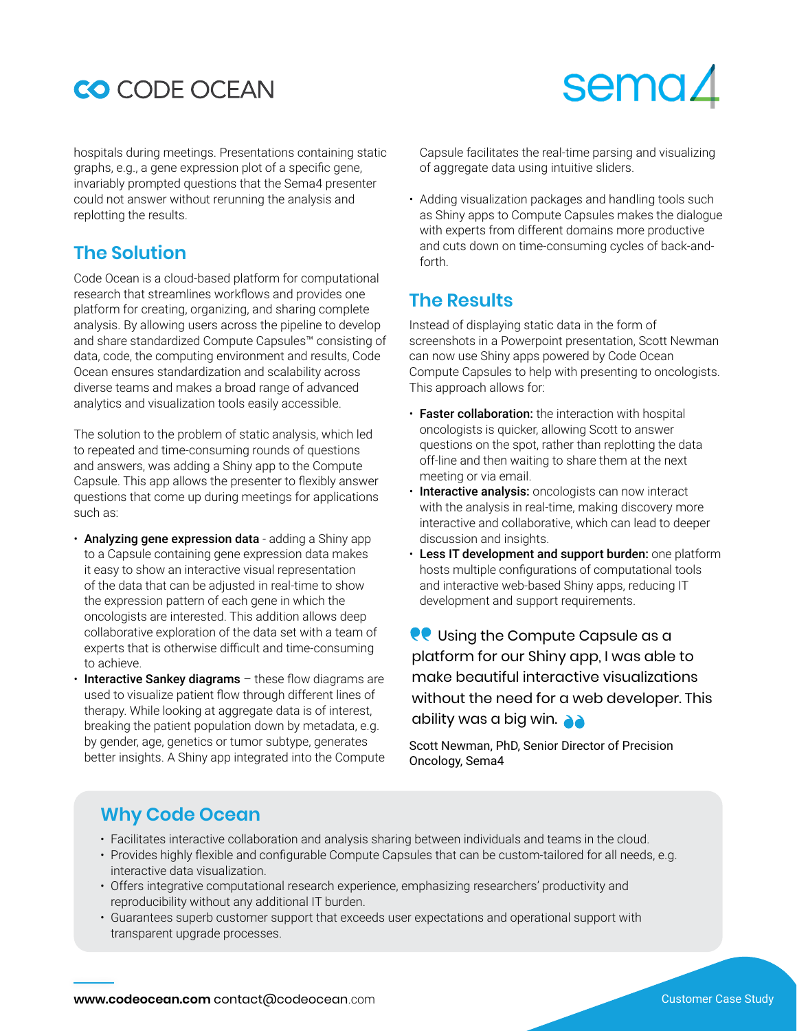hospitals during meetings. Presentations containing static graphs, e.g., a gene expression plot of a specific gene, invariably prompted questions that the Sema4 presenter could not answer without rerunning the analysis and replotting the results.

## The Solution

Code Ocean is a cloud-based platform for computational research that streamlines workflows and provides one platform for creating, organizing, and sharing complete analysis. By allowing users across the pipeline to develop and share standardized Compute Capsules™ consisting of data, code, the computing environment and results, Code Ocean ensures standardization and scalability across diverse teams and makes a broad range of advanced analytics and visualization tools easily accessible.

The solution to the problem of static analysis, which led to repeated and time-consuming rounds of questions and answers, was adding a Shiny app to the Compute Capsule. This app allows the presenter to flexibly answer questions that come up during meetings for applications such as:

- **Analyzing gene expression data** - adding a Shiny app to a Capsule containing gene expression data makes it easy to show an interactive visual representation of the data that can be adjusted in real-time to show the expression pattern of each gene in which the oncologists are interested. This addition allows deep collaborative exploration of the data set with a team of experts that is otherwise difficult and time-consuming to achieve.
- **Interactive Sankey diagrams** – these flow diagrams are used to visualize patient flow through different lines of therapy. While looking at aggregate data is of interest, breaking the patient population down by metadata, e.g. by gender, age, genetics or tumor subtype, generates better insights. A Shiny app integrated into the Compute Capsule facilitates the real-time parsing and visualizing of aggregate data using intuitive sliders.
- Adding visualization packages and handling tools such as Shiny apps to Compute Capsules makes the dialogue with experts from different domains more productive and cuts down on time-consuming cycles of back-and-forth.

## The Results

Instead of displaying static data in the form of screenshots in a Powerpoint presentation, Scott Newman can now use Shiny apps powered by Code Ocean Compute Capsules to help with presenting to oncologists. This approach allows for:

- **Faster collaboration:** the interaction with hospital oncologists is quicker, allowing Scott to answer questions on the spot, rather than replotting the data off-line and then waiting to share them at the next meeting or via email.
- **Interactive analysis:** oncologists can now interact with the analysis in real-time, making discovery more interactive and collaborative, which can lead to deeper discussion and insights.
- **Less IT development and support burden:** one platform hosts multiple configurations of computational tools and interactive web-based Shiny apps, reducing IT development and support requirements.

> "Using the Compute Capsule as a platform for our Shiny app, I was able to make beautiful interactive visualizations without the need for a web developer. This ability was a big win."

Scott Newman, PhD, Senior Director of Precision Oncology, Sema4

## Why Code Ocean

- Facilitates interactive collaboration and analysis sharing between individuals and teams in the cloud.
- Provides highly flexible and configurable Compute Capsules that can be custom-tailored for all needs, e.g. interactive data visualization.
- Offers integrative computational research experience, emphasizing researchers' productivity and reproducibility without any additional IT burden.
- Guarantees superb customer support that exceeds user expectations and operational support with transparent upgrade processes.

**www.codeocean.com** contact@codeocean.com

Customer Case Study